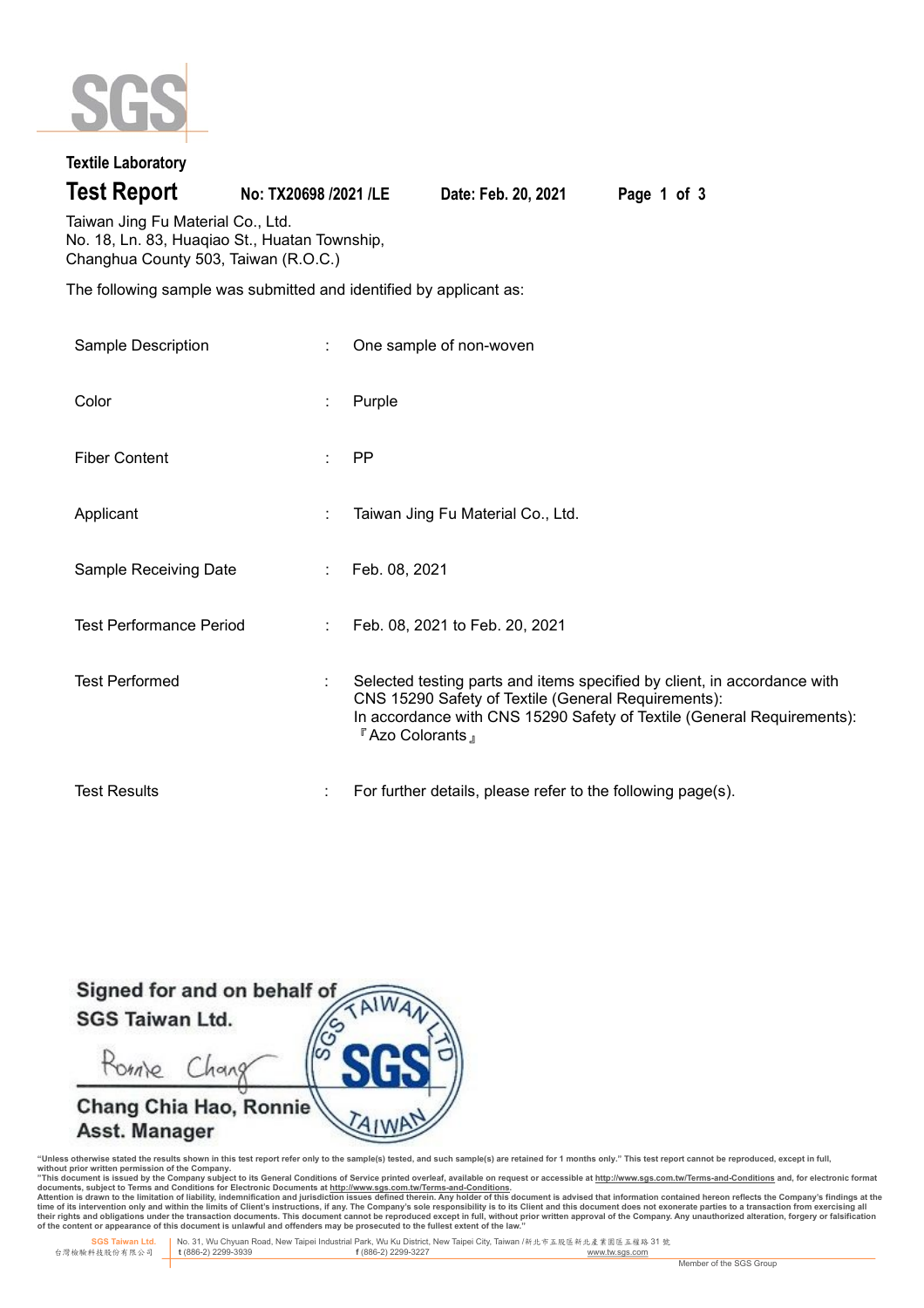**Textile Laboratory**

# Test Report

**No: TX20698 /2021 /LE** **Date: Feb. 20, 2021**

Taiwan Jing Fu Material Co., Ltd.
No. 18, Ln. 83, Huaqiao St., Huatan Township,
Changhua County 503, Taiwan (R.O.C.)

The following sample was submitted and identified by applicant as:

| | | |
|---|---|---|
| Sample Description | : | One sample of non-woven |
| Color | : | Purple |
| Fiber Content | : | PP |
| Applicant | : | Taiwan Jing Fu Material Co., Ltd. |
| Sample Receiving Date | : | Feb. 08, 2021 |
| Test Performance Period | : | Feb. 08, 2021 to Feb. 20, 2021 |
| Test Performed | : | Selected testing parts and items specified by client, in accordance with CNS 15290 Safety of Textile (General Requirements): In accordance with CNS 15290 Safety of Textile (General Requirements): 『Azo Colorants』 |
| Test Results | : | For further details, please refer to the following page(s). |

**Signed for and on behalf of**
**SGS Taiwan Ltd.**

Ronnie Chang

**Chang Chia Hao, Ronnie**
**Asst. Manager**

"Unless otherwise stated the results shown in this test report refer only to the sample(s) tested, and such sample(s) are retained for 1 months only." This test report cannot be reproduced, except in full, without prior written permission of the Company.
"This document is issued by the Company subject to its General Conditions of Service printed overleaf, available on request or accessible at http://www.sgs.com.tw/Terms-and-Conditions and, for electronic format documents, subject to Terms and Conditions for Electronic Documents at http://www.sgs.com.tw/Terms-and-Conditions.
Attention is drawn to the limitation of liability, indemnification and jurisdiction issues defined therein. Any holder of this document is advised that information contained hereon reflects the Company's findings at the time of its intervention only and within the limits of Client's instructions, if any. The Company's sole responsibility is to its Client and this document does not exonerate parties to a transaction from exercising all their rights and obligations under the transaction documents. This document cannot be reproduced except in full, without prior written approval of the Company. Any unauthorized alteration, forgery or falsification of the content or appearance of this document is unlawful and offenders may be prosecuted to the fullest extent of the law."

SGS Taiwan Ltd. 台灣檢驗科技股份有限公司 | No. 31, Wu Chyuan Road, New Taipei Industrial Park, Wu Ku District, New Taipei City, Taiwan /新北市五股區新北產業園區五權路31號 t (886-2) 2299-3939 f (886-2) 2299-3227 www.tw.sgs.com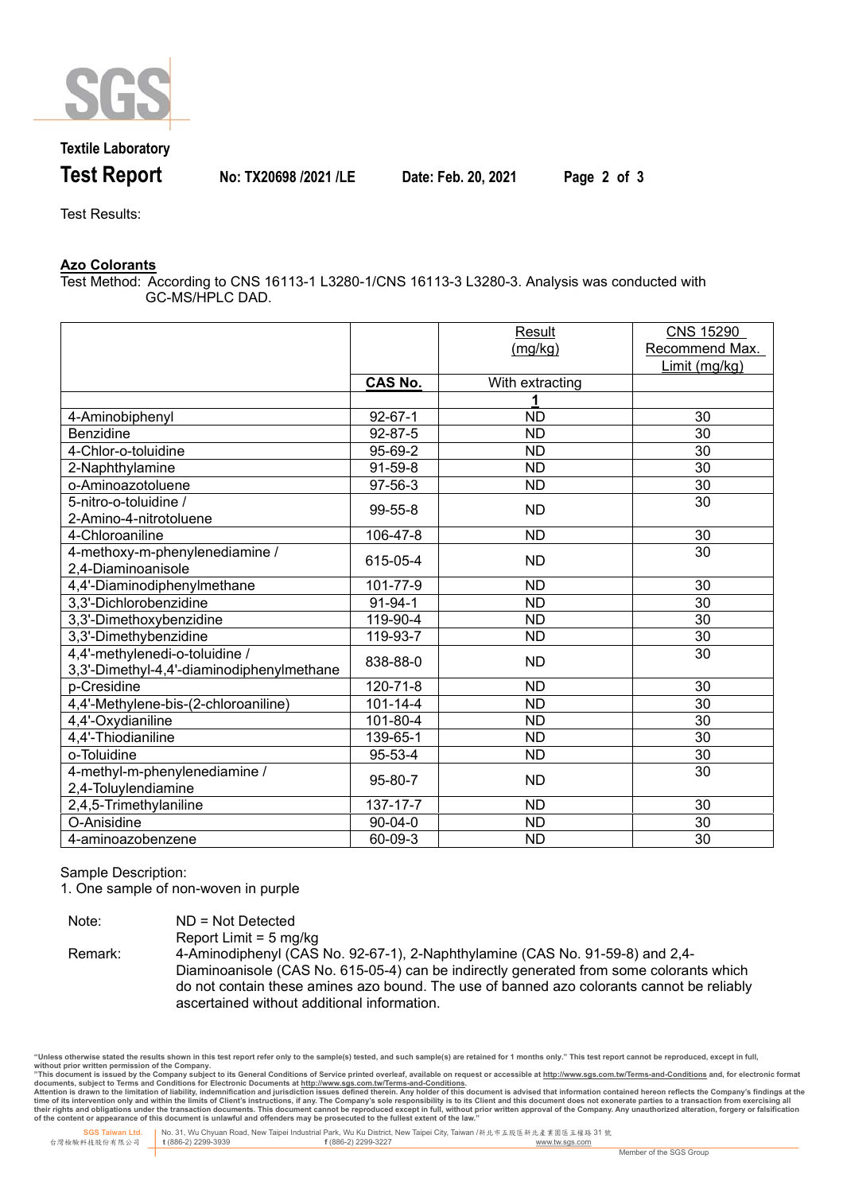Test Results:

**Azo Colorants**

Test Method: According to CNS 16113-1 L3280-1/CNS 16113-3 L3280-3. Analysis was conducted with GC-MS/HPLC DAD.

| | | Result (mg/kg) | CNS 15290 Recommend Max. Limit (mg/kg) |
|---|---|---|---|
| | **CAS No.** | With extracting | |
| | | **1** | |
| 4-Aminobiphenyl | 92-67-1 | ND | 30 |
| Benzidine | 92-87-5 | ND | 30 |
| 4-Chlor-o-toluidine | 95-69-2 | ND | 30 |
| 2-Naphthylamine | 91-59-8 | ND | 30 |
| o-Aminoazotoluene | 97-56-3 | ND | 30 |
| 5-nitro-o-toluidine / 2-Amino-4-nitrotoluene | 99-55-8 | ND | 30 |
| 4-Chloroaniline | 106-47-8 | ND | 30 |
| 4-methoxy-m-phenylenediamine / 2,4-Diaminoanisole | 615-05-4 | ND | 30 |
| 4,4'-Diaminodiphenylmethane | 101-77-9 | ND | 30 |
| 3,3'-Dichlorobenzidine | 91-94-1 | ND | 30 |
| 3,3'-Dimethoxybenzidine | 119-90-4 | ND | 30 |
| 3,3'-Dimethybenzidine | 119-93-7 | ND | 30 |
| 4,4'-methylenedi-o-toluidine / 3,3'-Dimethyl-4,4'-diaminodiphenylmethane | 838-88-0 | ND | 30 |
| p-Cresidine | 120-71-8 | ND | 30 |
| 4,4'-Methylene-bis-(2-chloroaniline) | 101-14-4 | ND | 30 |
| 4,4'-Oxydianiline | 101-80-4 | ND | 30 |
| 4,4'-Thiodianiline | 139-65-1 | ND | 30 |
| o-Toluidine | 95-53-4 | ND | 30 |
| 4-methyl-m-phenylenediamine / 2,4-Toluylendiamine | 95-80-7 | ND | 30 |
| 2,4,5-Trimethylaniline | 137-17-7 | ND | 30 |
| O-Anisidine | 90-04-0 | ND | 30 |
| 4-aminoazobenzene | 60-09-3 | ND | 30 |

Sample Description:

1. One sample of non-woven in purple

Note: ND = Not Detected
Report Limit = 5 mg/kg

Remark: 4-Aminodiphenyl (CAS No. 92-67-1), 2-Naphthylamine (CAS No. 91-59-8) and 2,4-Diaminoanisole (CAS No. 615-05-4) can be indirectly generated from some colorants which do not contain these amines azo bound. The use of banned azo colorants cannot be reliably ascertained without additional information.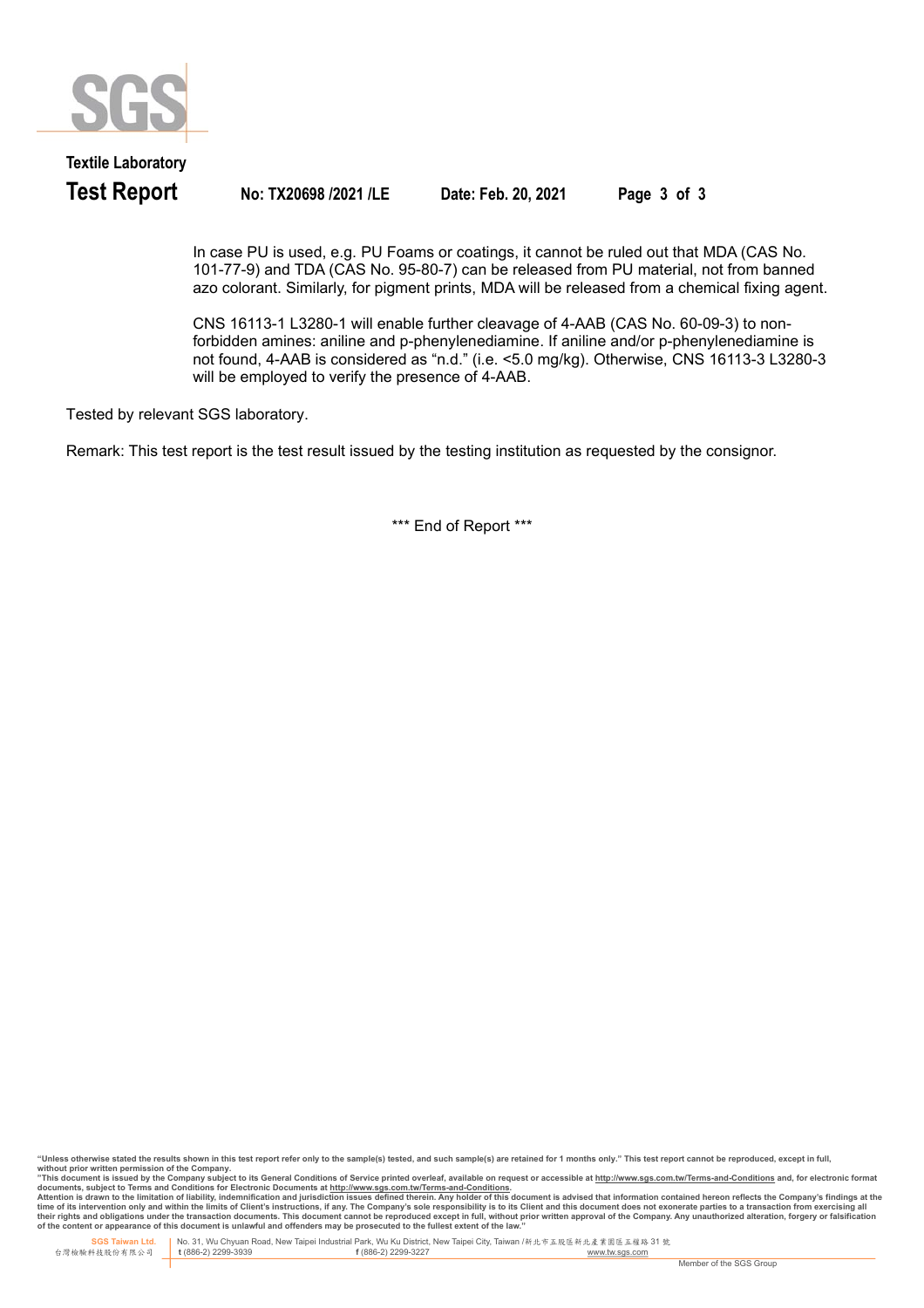In case PU is used, e.g. PU Foams or coatings, it cannot be ruled out that MDA (CAS No. 101-77-9) and TDA (CAS No. 95-80-7) can be released from PU material, not from banned azo colorant. Similarly, for pigment prints, MDA will be released from a chemical fixing agent.

CNS 16113-1 L3280-1 will enable further cleavage of 4-AAB (CAS No. 60-09-3) to non-forbidden amines: aniline and p-phenylenediamine. If aniline and/or p-phenylenediamine is not found, 4-AAB is considered as "n.d." (i.e. <5.0 mg/kg). Otherwise, CNS 16113-3 L3280-3 will be employed to verify the presence of 4-AAB.

Tested by relevant SGS laboratory.

Remark: This test report is the test result issued by the testing institution as requested by the consignor.

*** End of Report ***